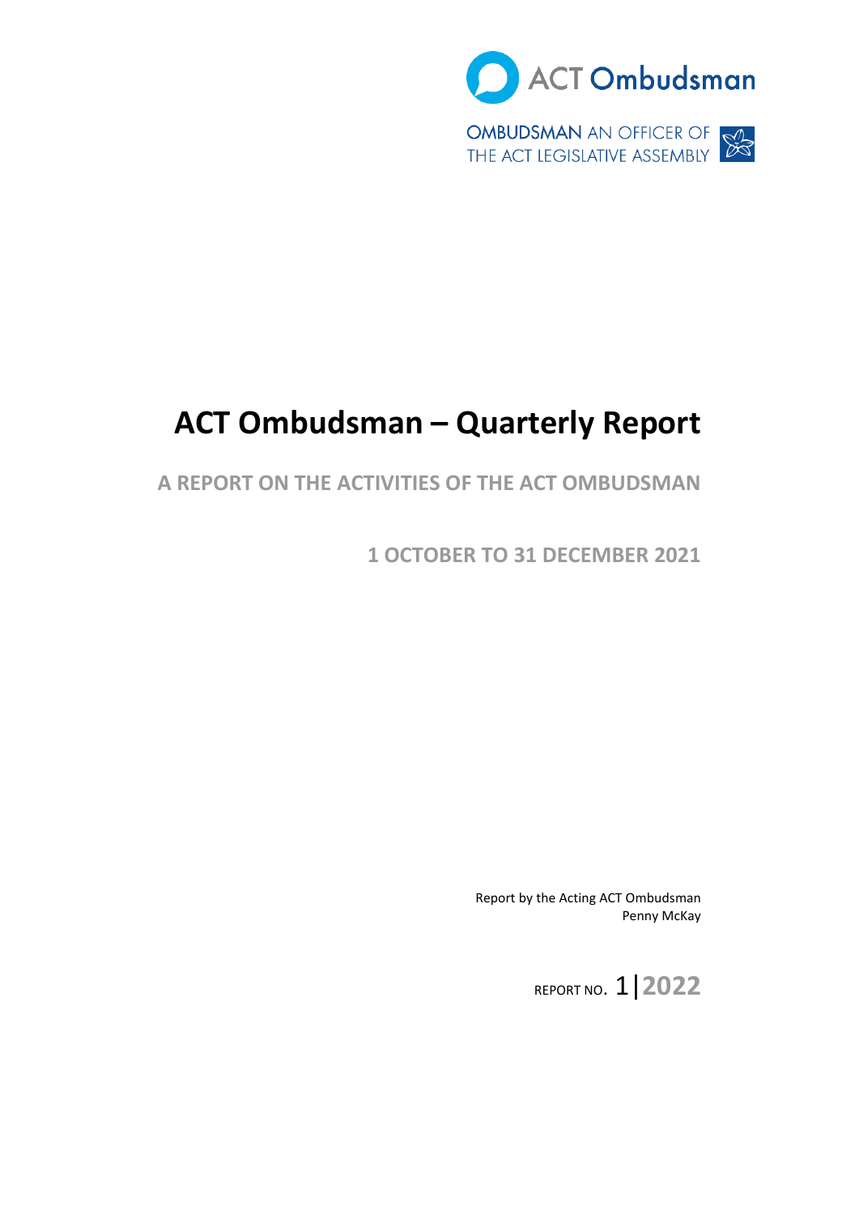ACT Ombudsman

OMBUDSMAN AN OFFICER OF THE ACT LEGISLATIVE ASSEMBLY

# ACT Ombudsman – Quarterly Report

## A REPORT ON THE ACTIVITIES OF THE ACT OMBUDSMAN

### 1 OCTOBER TO 31 DECEMBER 2021

Report by the Acting ACT Ombudsman
Penny McKay

REPORT NO. 1|2022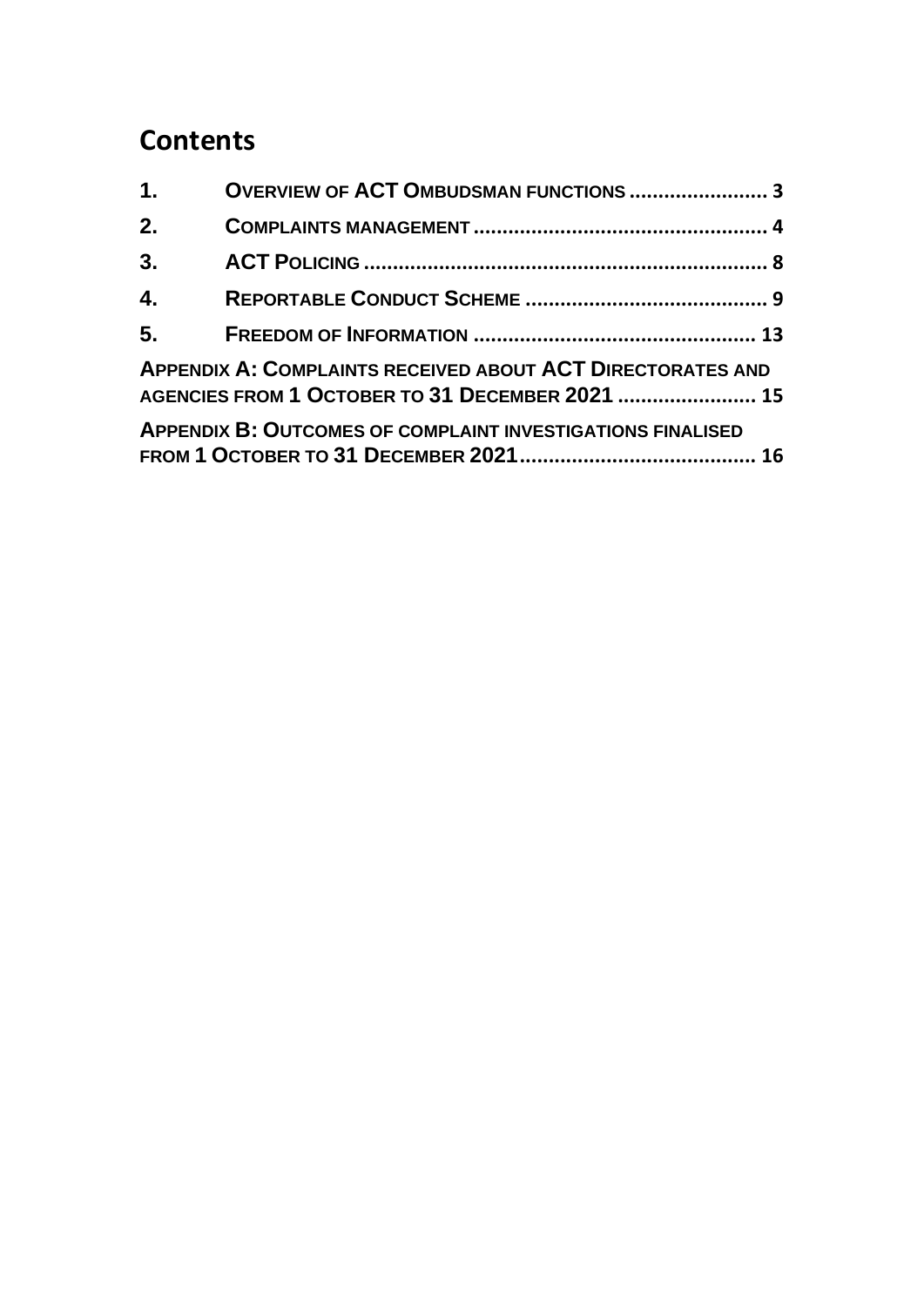# Contents

| | | |
|---|---|---|
| 1. | OVERVIEW OF ACT OMBUDSMAN FUNCTIONS | 3 |
| 2. | COMPLAINTS MANAGEMENT | 4 |
| 3. | ACT POLICING | 8 |
| 4. | REPORTABLE CONDUCT SCHEME | 9 |
| 5. | FREEDOM OF INFORMATION | 13 |

APPENDIX A: COMPLAINTS RECEIVED ABOUT ACT DIRECTORATES AND AGENCIES FROM 1 OCTOBER TO 31 DECEMBER 2021 ........................ 15

APPENDIX B: OUTCOMES OF COMPLAINT INVESTIGATIONS FINALISED FROM 1 OCTOBER TO 31 DECEMBER 2021 ........................................ 16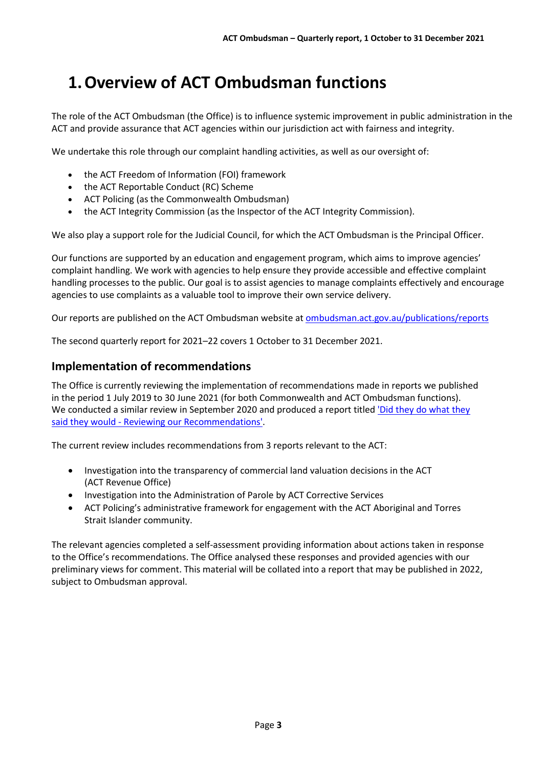# 1. Overview of ACT Ombudsman functions

The role of the ACT Ombudsman (the Office) is to influence systemic improvement in public administration in the ACT and provide assurance that ACT agencies within our jurisdiction act with fairness and integrity.

We undertake this role through our complaint handling activities, as well as our oversight of:

- the ACT Freedom of Information (FOI) framework
- the ACT Reportable Conduct (RC) Scheme
- ACT Policing (as the Commonwealth Ombudsman)
- the ACT Integrity Commission (as the Inspector of the ACT Integrity Commission).

We also play a support role for the Judicial Council, for which the ACT Ombudsman is the Principal Officer.

Our functions are supported by an education and engagement program, which aims to improve agencies' complaint handling. We work with agencies to help ensure they provide accessible and effective complaint handling processes to the public. Our goal is to assist agencies to manage complaints effectively and encourage agencies to use complaints as a valuable tool to improve their own service delivery.

Our reports are published on the ACT Ombudsman website at ombudsman.act.gov.au/publications/reports

The second quarterly report for 2021–22 covers 1 October to 31 December 2021.

## Implementation of recommendations

The Office is currently reviewing the implementation of recommendations made in reports we published in the period 1 July 2019 to 30 June 2021 (for both Commonwealth and ACT Ombudsman functions). We conducted a similar review in September 2020 and produced a report titled 'Did they do what they said they would - Reviewing our Recommendations'.

The current review includes recommendations from 3 reports relevant to the ACT:

- Investigation into the transparency of commercial land valuation decisions in the ACT (ACT Revenue Office)
- Investigation into the Administration of Parole by ACT Corrective Services
- ACT Policing's administrative framework for engagement with the ACT Aboriginal and Torres Strait Islander community.

The relevant agencies completed a self-assessment providing information about actions taken in response to the Office's recommendations. The Office analysed these responses and provided agencies with our preliminary views for comment. This material will be collated into a report that may be published in 2022, subject to Ombudsman approval.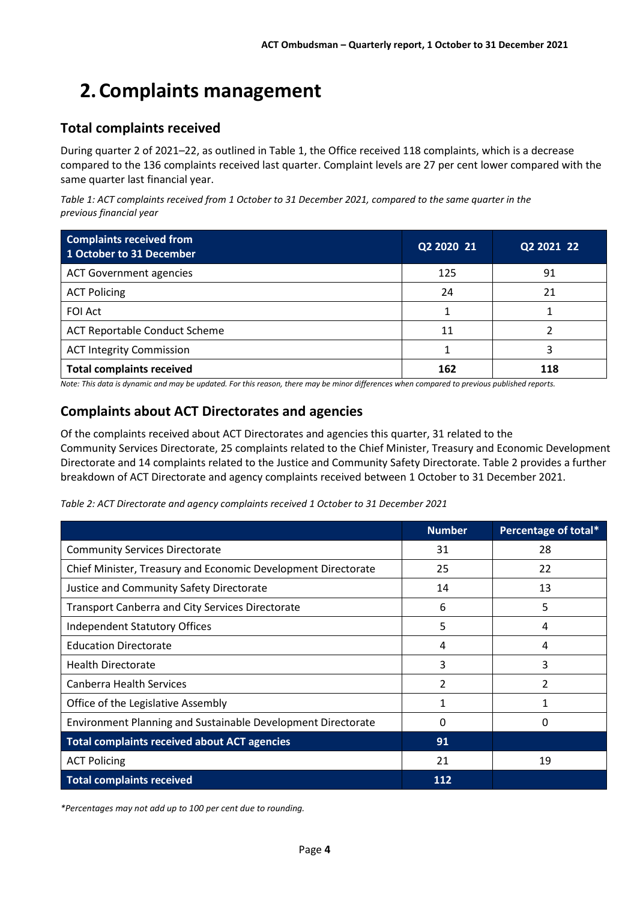# 2. Complaints management

## Total complaints received

During quarter 2 of 2021–22, as outlined in Table 1, the Office received 118 complaints, which is a decrease compared to the 136 complaints received last quarter. Complaint levels are 27 per cent lower compared with the same quarter last financial year.

*Table 1: ACT complaints received from 1 October to 31 December 2021, compared to the same quarter in the previous financial year*

| Complaints received from 1 October to 31 December | Q2 2020 21 | Q2 2021 22 |
|---|---|---|
| ACT Government agencies | 125 | 91 |
| ACT Policing | 24 | 21 |
| FOI Act | 1 | 1 |
| ACT Reportable Conduct Scheme | 11 | 2 |
| ACT Integrity Commission | 1 | 3 |
| **Total complaints received** | **162** | **118** |

*Note: This data is dynamic and may be updated. For this reason, there may be minor differences when compared to previous published reports.*

## Complaints about ACT Directorates and agencies

Of the complaints received about ACT Directorates and agencies this quarter, 31 related to the Community Services Directorate, 25 complaints related to the Chief Minister, Treasury and Economic Development Directorate and 14 complaints related to the Justice and Community Safety Directorate. Table 2 provides a further breakdown of ACT Directorate and agency complaints received between 1 October to 31 December 2021.

*Table 2: ACT Directorate and agency complaints received 1 October to 31 December 2021*

| | Number | Percentage of total* |
|---|---|---|
| Community Services Directorate | 31 | 28 |
| Chief Minister, Treasury and Economic Development Directorate | 25 | 22 |
| Justice and Community Safety Directorate | 14 | 13 |
| Transport Canberra and City Services Directorate | 6 | 5 |
| Independent Statutory Offices | 5 | 4 |
| Education Directorate | 4 | 4 |
| Health Directorate | 3 | 3 |
| Canberra Health Services | 2 | 2 |
| Office of the Legislative Assembly | 1 | 1 |
| Environment Planning and Sustainable Development Directorate | 0 | 0 |
| **Total complaints received about ACT agencies** | **91** | |
| ACT Policing | 21 | 19 |
| **Total complaints received** | **112** | |

*\*Percentages may not add up to 100 per cent due to rounding.*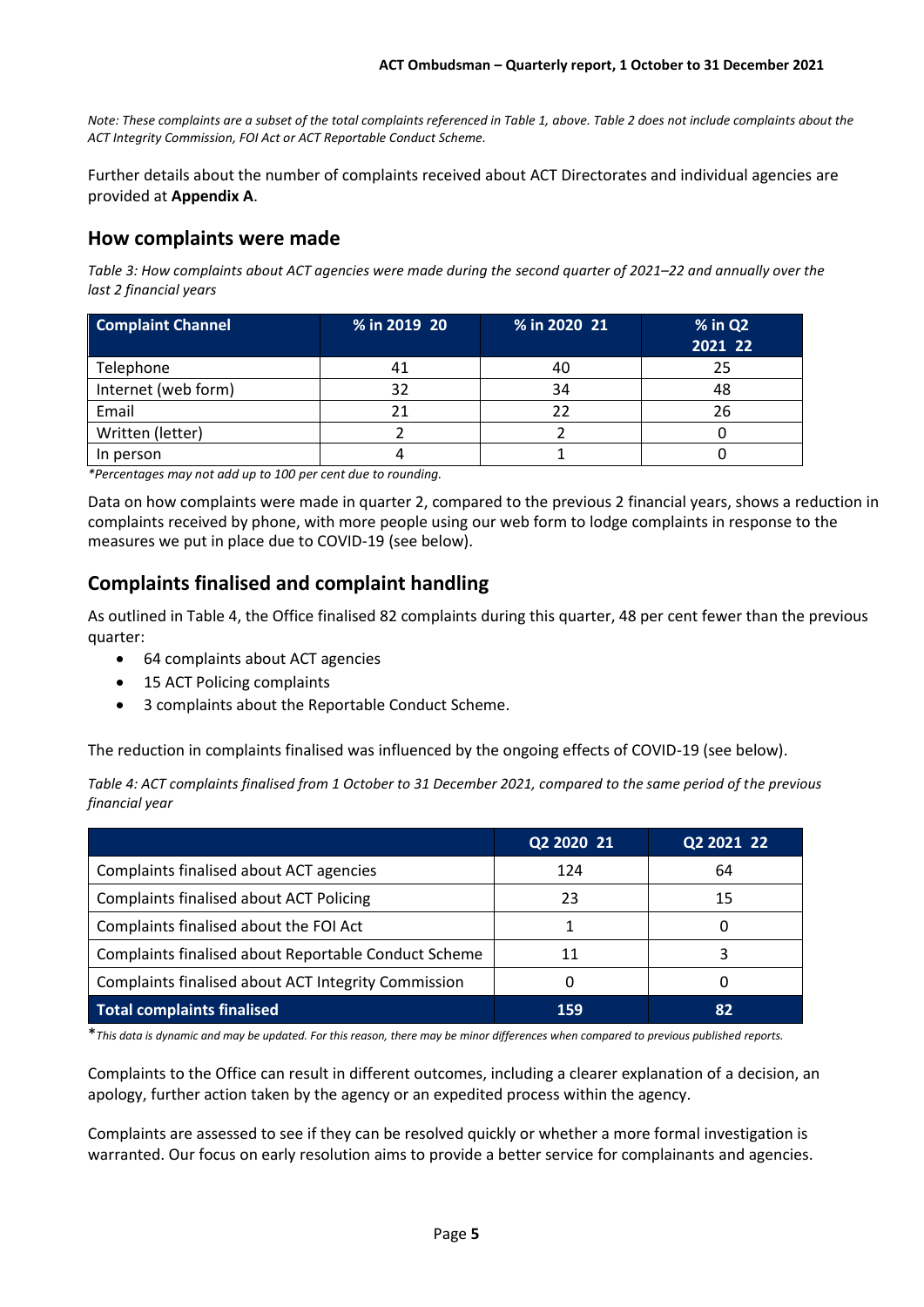*Note: These complaints are a subset of the total complaints referenced in Table 1, above. Table 2 does not include complaints about the ACT Integrity Commission, FOI Act or ACT Reportable Conduct Scheme.*

Further details about the number of complaints received about ACT Directorates and individual agencies are provided at **Appendix A**.

## How complaints were made

*Table 3: How complaints about ACT agencies were made during the second quarter of 2021–22 and annually over the last 2 financial years*

| Complaint Channel | % in 2019 20 | % in 2020 21 | % in Q2 2021 22 |
|---|---|---|---|
| Telephone | 41 | 40 | 25 |
| Internet (web form) | 32 | 34 | 48 |
| Email | 21 | 22 | 26 |
| Written (letter) | 2 | 2 | 0 |
| In person | 4 | 1 | 0 |

*\*Percentages may not add up to 100 per cent due to rounding.*

Data on how complaints were made in quarter 2, compared to the previous 2 financial years, shows a reduction in complaints received by phone, with more people using our web form to lodge complaints in response to the measures we put in place due to COVID-19 (see below).

## Complaints finalised and complaint handling

As outlined in Table 4, the Office finalised 82 complaints during this quarter, 48 per cent fewer than the previous quarter:

- 64 complaints about ACT agencies
- 15 ACT Policing complaints
- 3 complaints about the Reportable Conduct Scheme.

The reduction in complaints finalised was influenced by the ongoing effects of COVID-19 (see below).

*Table 4: ACT complaints finalised from 1 October to 31 December 2021, compared to the same period of the previous financial year*

| | Q2 2020 21 | Q2 2021 22 |
|---|---|---|
| Complaints finalised about ACT agencies | 124 | 64 |
| Complaints finalised about ACT Policing | 23 | 15 |
| Complaints finalised about the FOI Act | 1 | 0 |
| Complaints finalised about Reportable Conduct Scheme | 11 | 3 |
| Complaints finalised about ACT Integrity Commission | 0 | 0 |
| **Total complaints finalised** | **159** | **82** |

\**This data is dynamic and may be updated. For this reason, there may be minor differences when compared to previous published reports.*

Complaints to the Office can result in different outcomes, including a clearer explanation of a decision, an apology, further action taken by the agency or an expedited process within the agency.

Complaints are assessed to see if they can be resolved quickly or whether a more formal investigation is warranted. Our focus on early resolution aims to provide a better service for complainants and agencies.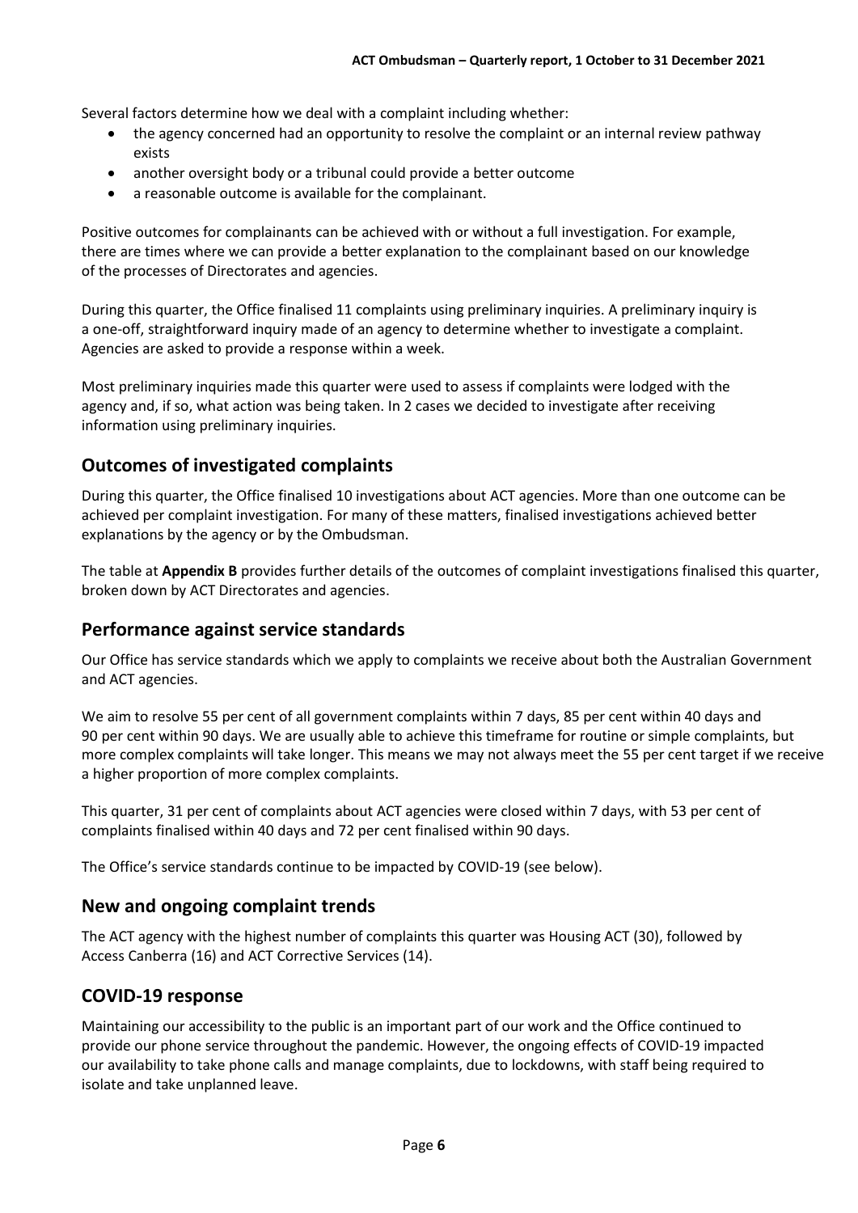Several factors determine how we deal with a complaint including whether:

- the agency concerned had an opportunity to resolve the complaint or an internal review pathway exists
- another oversight body or a tribunal could provide a better outcome
- a reasonable outcome is available for the complainant.

Positive outcomes for complainants can be achieved with or without a full investigation. For example, there are times where we can provide a better explanation to the complainant based on our knowledge of the processes of Directorates and agencies.

During this quarter, the Office finalised 11 complaints using preliminary inquiries. A preliminary inquiry is a one-off, straightforward inquiry made of an agency to determine whether to investigate a complaint. Agencies are asked to provide a response within a week.

Most preliminary inquiries made this quarter were used to assess if complaints were lodged with the agency and, if so, what action was being taken. In 2 cases we decided to investigate after receiving information using preliminary inquiries.

## Outcomes of investigated complaints

During this quarter, the Office finalised 10 investigations about ACT agencies. More than one outcome can be achieved per complaint investigation. For many of these matters, finalised investigations achieved better explanations by the agency or by the Ombudsman.

The table at **Appendix B** provides further details of the outcomes of complaint investigations finalised this quarter, broken down by ACT Directorates and agencies.

## Performance against service standards

Our Office has service standards which we apply to complaints we receive about both the Australian Government and ACT agencies.

We aim to resolve 55 per cent of all government complaints within 7 days, 85 per cent within 40 days and 90 per cent within 90 days. We are usually able to achieve this timeframe for routine or simple complaints, but more complex complaints will take longer. This means we may not always meet the 55 per cent target if we receive a higher proportion of more complex complaints.

This quarter, 31 per cent of complaints about ACT agencies were closed within 7 days, with 53 per cent of complaints finalised within 40 days and 72 per cent finalised within 90 days.

The Office's service standards continue to be impacted by COVID-19 (see below).

## New and ongoing complaint trends

The ACT agency with the highest number of complaints this quarter was Housing ACT (30), followed by Access Canberra (16) and ACT Corrective Services (14).

## COVID-19 response

Maintaining our accessibility to the public is an important part of our work and the Office continued to provide our phone service throughout the pandemic. However, the ongoing effects of COVID-19 impacted our availability to take phone calls and manage complaints, due to lockdowns, with staff being required to isolate and take unplanned leave.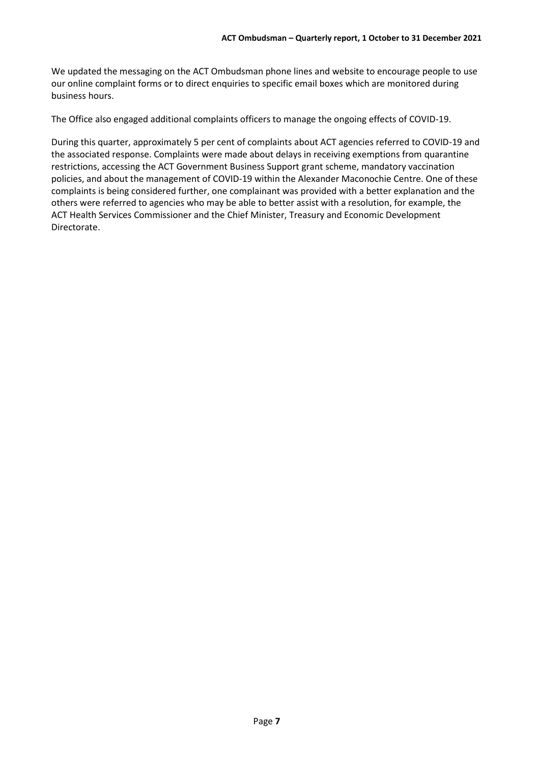We updated the messaging on the ACT Ombudsman phone lines and website to encourage people to use our online complaint forms or to direct enquiries to specific email boxes which are monitored during business hours.

The Office also engaged additional complaints officers to manage the ongoing effects of COVID-19.

During this quarter, approximately 5 per cent of complaints about ACT agencies referred to COVID-19 and the associated response. Complaints were made about delays in receiving exemptions from quarantine restrictions, accessing the ACT Government Business Support grant scheme, mandatory vaccination policies, and about the management of COVID-19 within the Alexander Maconochie Centre. One of these complaints is being considered further, one complainant was provided with a better explanation and the others were referred to agencies who may be able to better assist with a resolution, for example, the ACT Health Services Commissioner and the Chief Minister, Treasury and Economic Development Directorate.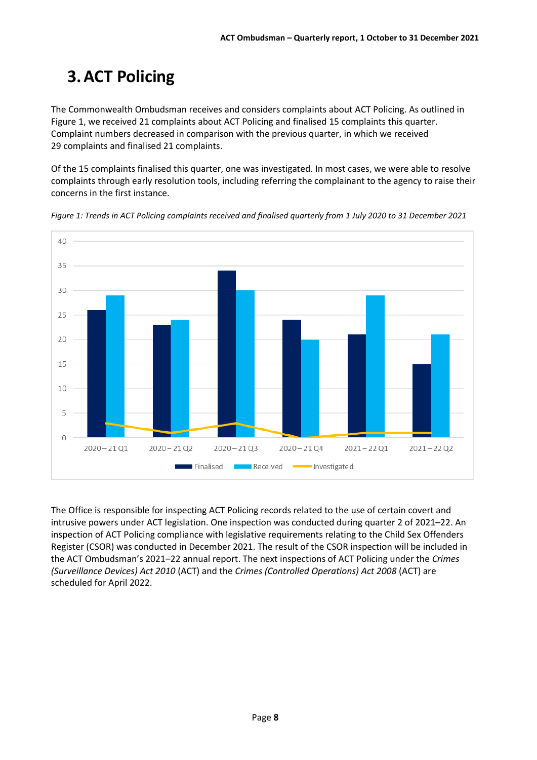# 3. ACT Policing

The Commonwealth Ombudsman receives and considers complaints about ACT Policing. As outlined in Figure 1, we received 21 complaints about ACT Policing and finalised 15 complaints this quarter. Complaint numbers decreased in comparison with the previous quarter, in which we received 29 complaints and finalised 21 complaints.

Of the 15 complaints finalised this quarter, one was investigated. In most cases, we were able to resolve complaints through early resolution tools, including referring the complainant to the agency to raise their concerns in the first instance.

*Figure 1: Trends in ACT Policing complaints received and finalised quarterly from 1 July 2020 to 31 December 2021*

The Office is responsible for inspecting ACT Policing records related to the use of certain covert and intrusive powers under ACT legislation. One inspection was conducted during quarter 2 of 2021–22. An inspection of ACT Policing compliance with legislative requirements relating to the Child Sex Offenders Register (CSOR) was conducted in December 2021. The result of the CSOR inspection will be included in the ACT Ombudsman's 2021–22 annual report. The next inspections of ACT Policing under the *Crimes (Surveillance Devices) Act 2010* (ACT) and the *Crimes (Controlled Operations) Act 2008* (ACT) are scheduled for April 2022.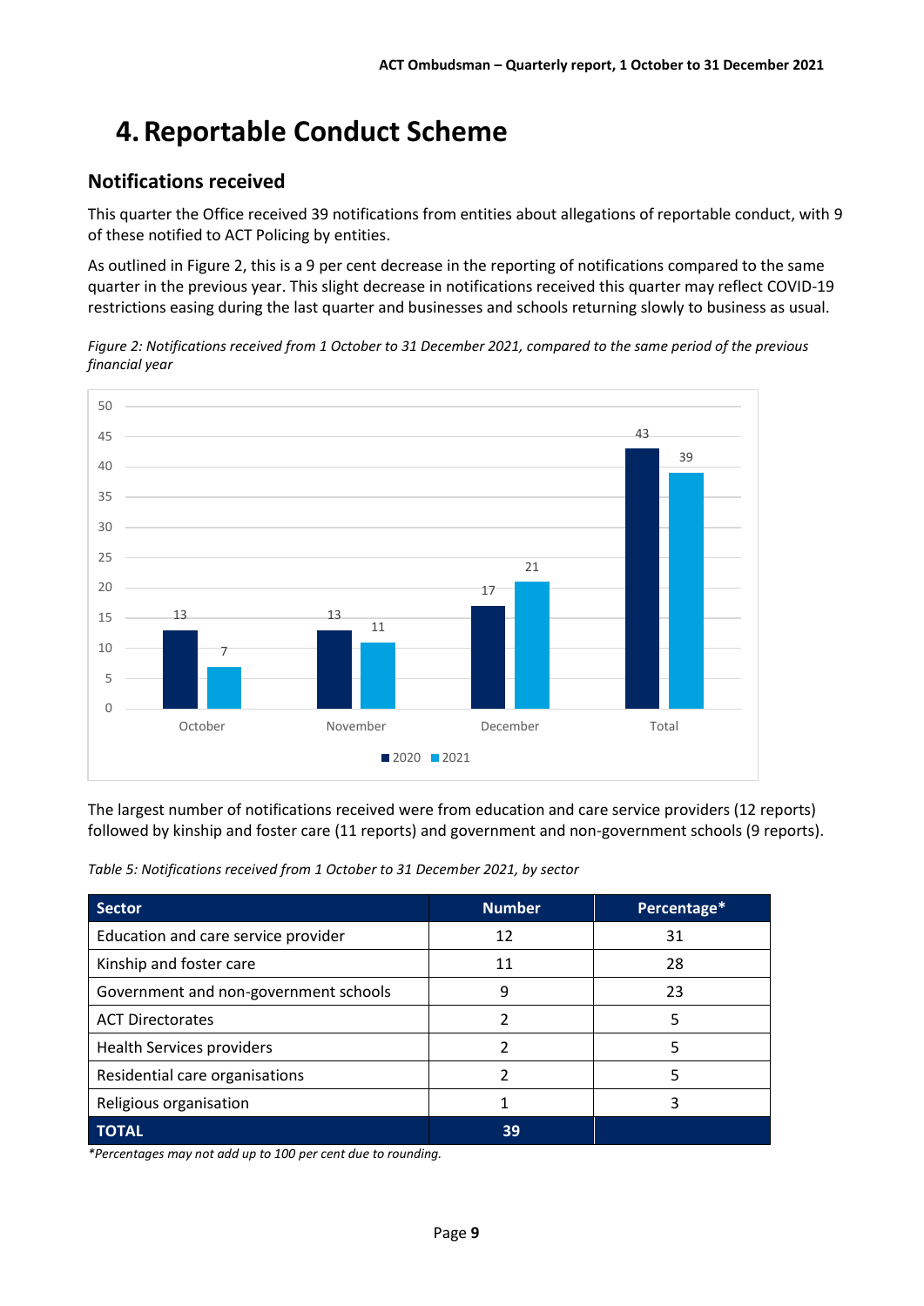# 4. Reportable Conduct Scheme

## Notifications received

This quarter the Office received 39 notifications from entities about allegations of reportable conduct, with 9 of these notified to ACT Policing by entities.

As outlined in Figure 2, this is a 9 per cent decrease in the reporting of notifications compared to the same quarter in the previous year. This slight decrease in notifications received this quarter may reflect COVID-19 restrictions easing during the last quarter and businesses and schools returning slowly to business as usual.

*Figure 2: Notifications received from 1 October to 31 December 2021, compared to the same period of the previous financial year*

| Month | 2020 | 2021 |
|---|---|---|
| October | 13 | 7 |
| November | 13 | 11 |
| December | 17 | 21 |
| Total | 43 | 39 |

The largest number of notifications received were from education and care service providers (12 reports) followed by kinship and foster care (11 reports) and government and non-government schools (9 reports).

*Table 5: Notifications received from 1 October to 31 December 2021, by sector*

| Sector | Number | Percentage* |
|---|---|---|
| Education and care service provider | 12 | 31 |
| Kinship and foster care | 11 | 28 |
| Government and non-government schools | 9 | 23 |
| ACT Directorates | 2 | 5 |
| Health Services providers | 2 | 5 |
| Residential care organisations | 2 | 5 |
| Religious organisation | 1 | 3 |
| **TOTAL** | **39** | |

*Percentages may not add up to 100 per cent due to rounding.*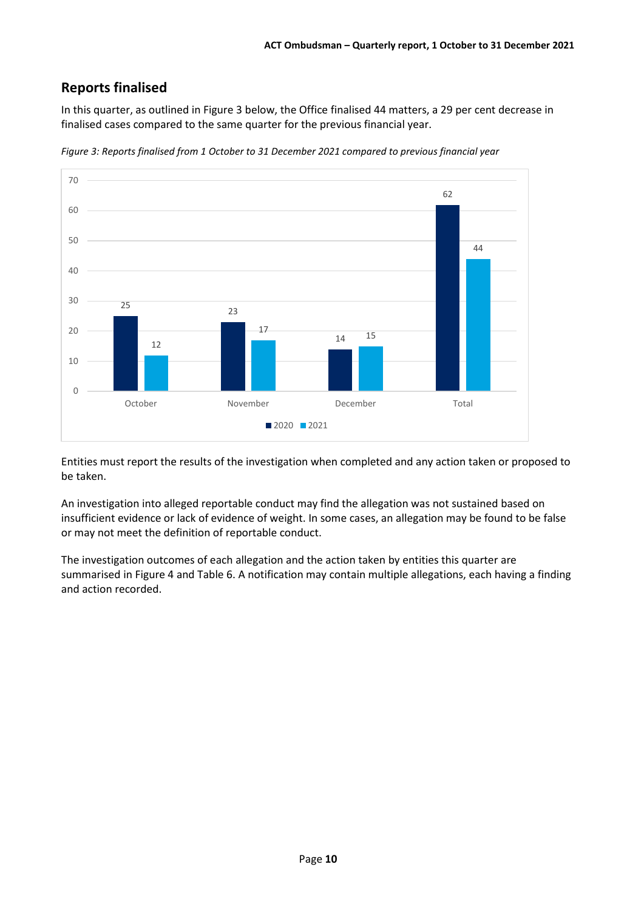## Reports finalised

In this quarter, as outlined in Figure 3 below, the Office finalised 44 matters, a 29 per cent decrease in finalised cases compared to the same quarter for the previous financial year.

*Figure 3: Reports finalised from 1 October to 31 December 2021 compared to previous financial year*

| | 2020 | 2021 |
|---|---|---|
| October | 25 | 12 |
| November | 23 | 17 |
| December | 14 | 15 |
| Total | 62 | 44 |

Entities must report the results of the investigation when completed and any action taken or proposed to be taken.

An investigation into alleged reportable conduct may find the allegation was not sustained based on insufficient evidence or lack of evidence of weight. In some cases, an allegation may be found to be false or may not meet the definition of reportable conduct.

The investigation outcomes of each allegation and the action taken by entities this quarter are summarised in Figure 4 and Table 6. A notification may contain multiple allegations, each having a finding and action recorded.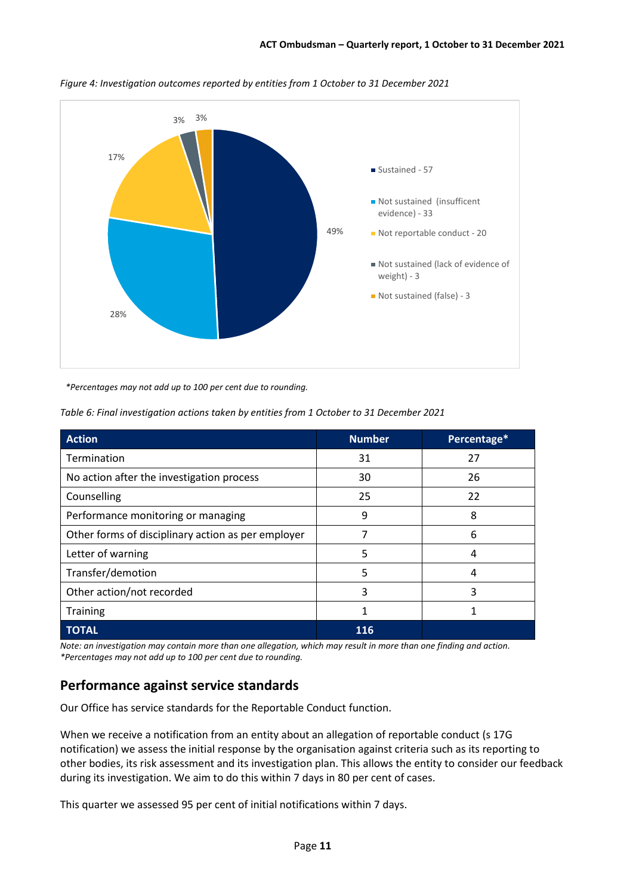*Figure 4: Investigation outcomes reported by entities from 1 October to 31 December 2021*

- Sustained - 57
- Not sustained (insufficent evidence) - 33
- Not reportable conduct - 20
- Not sustained (lack of evidence of weight) - 3
- Not sustained (false) - 3

*\*Percentages may not add up to 100 per cent due to rounding.*

*Table 6: Final investigation actions taken by entities from 1 October to 31 December 2021*

| Action | Number | Percentage* |
|---|---|---|
| Termination | 31 | 27 |
| No action after the investigation process | 30 | 26 |
| Counselling | 25 | 22 |
| Performance monitoring or managing | 9 | 8 |
| Other forms of disciplinary action as per employer | 7 | 6 |
| Letter of warning | 5 | 4 |
| Transfer/demotion | 5 | 4 |
| Other action/not recorded | 3 | 3 |
| Training | 1 | 1 |
| **TOTAL** | **116** | |

*Note: an investigation may contain more than one allegation, which may result in more than one finding and action.*
*\*Percentages may not add up to 100 per cent due to rounding.*

## Performance against service standards

Our Office has service standards for the Reportable Conduct function.

When we receive a notification from an entity about an allegation of reportable conduct (s 17G notification) we assess the initial response by the organisation against criteria such as its reporting to other bodies, its risk assessment and its investigation plan. This allows the entity to consider our feedback during its investigation. We aim to do this within 7 days in 80 per cent of cases.

This quarter we assessed 95 per cent of initial notifications within 7 days.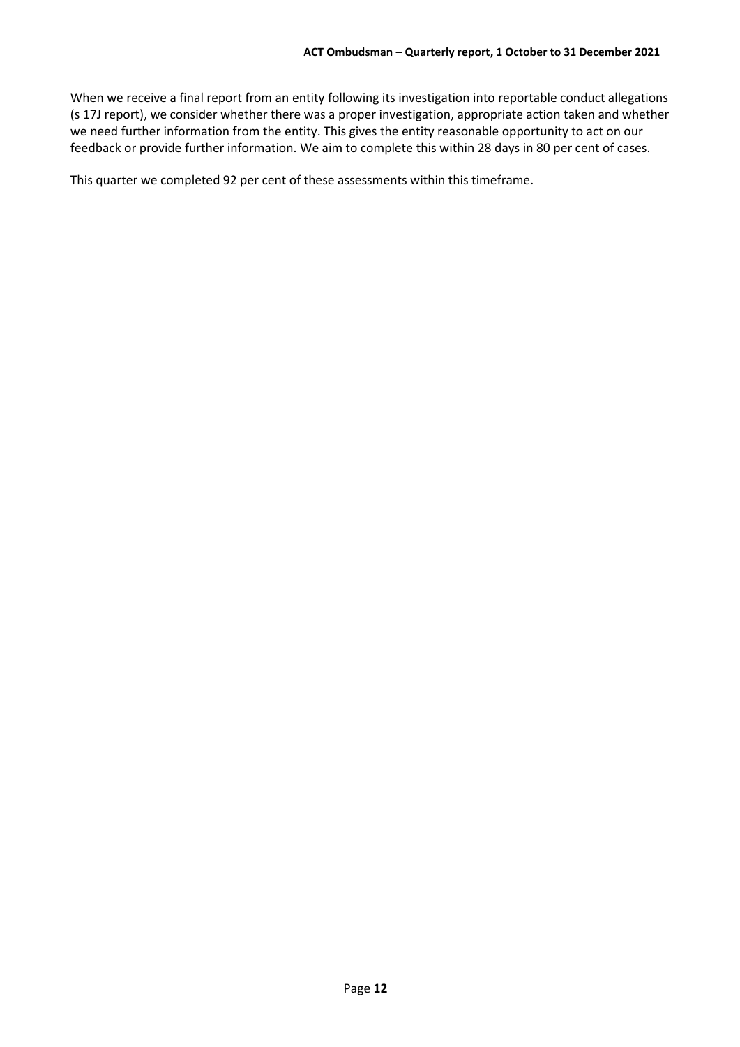When we receive a final report from an entity following its investigation into reportable conduct allegations (s 17J report), we consider whether there was a proper investigation, appropriate action taken and whether we need further information from the entity. This gives the entity reasonable opportunity to act on our feedback or provide further information. We aim to complete this within 28 days in 80 per cent of cases.

This quarter we completed 92 per cent of these assessments within this timeframe.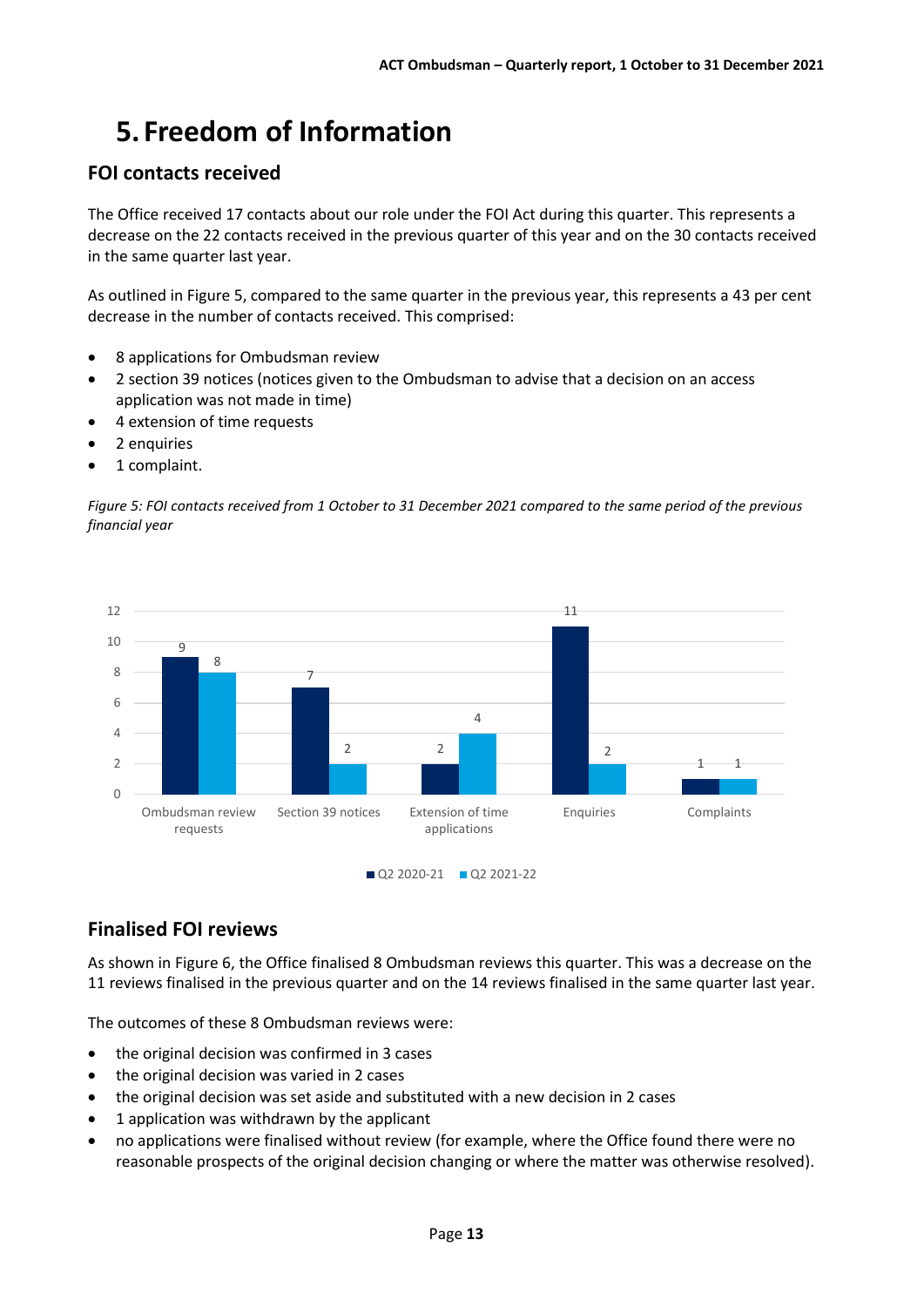# 5. Freedom of Information

## FOI contacts received

The Office received 17 contacts about our role under the FOI Act during this quarter. This represents a decrease on the 22 contacts received in the previous quarter of this year and on the 30 contacts received in the same quarter last year.

As outlined in Figure 5, compared to the same quarter in the previous year, this represents a 43 per cent decrease in the number of contacts received. This comprised:

- 8 applications for Ombudsman review
- 2 section 39 notices (notices given to the Ombudsman to advise that a decision on an access application was not made in time)
- 4 extension of time requests
- 2 enquiries
- 1 complaint.

*Figure 5: FOI contacts received from 1 October to 31 December 2021 compared to the same period of the previous financial year*

| | Q2 2020-21 | Q2 2021-22 |
|---|---|---|
| Ombudsman review requests | 9 | 8 |
| Section 39 notices | 7 | 2 |
| Extension of time applications | 2 | 4 |
| Enquiries | 11 | 2 |
| Complaints | 1 | 1 |

## Finalised FOI reviews

As shown in Figure 6, the Office finalised 8 Ombudsman reviews this quarter. This was a decrease on the 11 reviews finalised in the previous quarter and on the 14 reviews finalised in the same quarter last year.

The outcomes of these 8 Ombudsman reviews were:

- the original decision was confirmed in 3 cases
- the original decision was varied in 2 cases
- the original decision was set aside and substituted with a new decision in 2 cases
- 1 application was withdrawn by the applicant
- no applications were finalised without review (for example, where the Office found there were no reasonable prospects of the original decision changing or where the matter was otherwise resolved).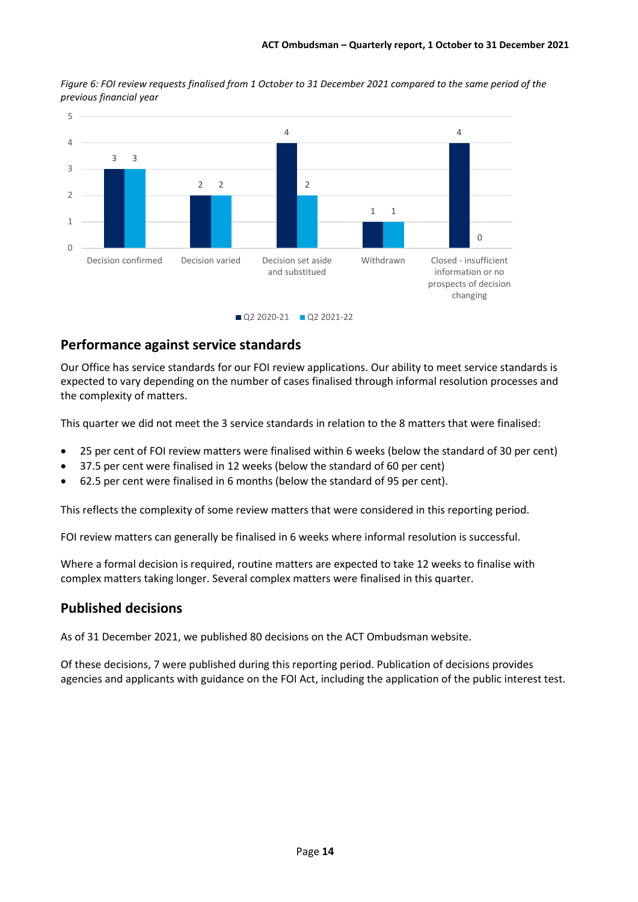*Figure 6: FOI review requests finalised from 1 October to 31 December 2021 compared to the same period of the previous financial year*

| | Q2 2020-21 | Q2 2021-22 |
|---|---|---|
| Decision confirmed | 3 | 3 |
| Decision varied | 2 | 2 |
| Decision set aside and substitued | 4 | 2 |
| Withdrawn | 1 | 1 |
| Closed - insufficient information or no prospects of decision changing | 4 | 0 |

## Performance against service standards

Our Office has service standards for our FOI review applications. Our ability to meet service standards is expected to vary depending on the number of cases finalised through informal resolution processes and the complexity of matters.

This quarter we did not meet the 3 service standards in relation to the 8 matters that were finalised:

- 25 per cent of FOI review matters were finalised within 6 weeks (below the standard of 30 per cent)
- 37.5 per cent were finalised in 12 weeks (below the standard of 60 per cent)
- 62.5 per cent were finalised in 6 months (below the standard of 95 per cent).

This reflects the complexity of some review matters that were considered in this reporting period.

FOI review matters can generally be finalised in 6 weeks where informal resolution is successful.

Where a formal decision is required, routine matters are expected to take 12 weeks to finalise with complex matters taking longer. Several complex matters were finalised in this quarter.

## Published decisions

As of 31 December 2021, we published 80 decisions on the ACT Ombudsman website.

Of these decisions, 7 were published during this reporting period. Publication of decisions provides agencies and applicants with guidance on the FOI Act, including the application of the public interest test.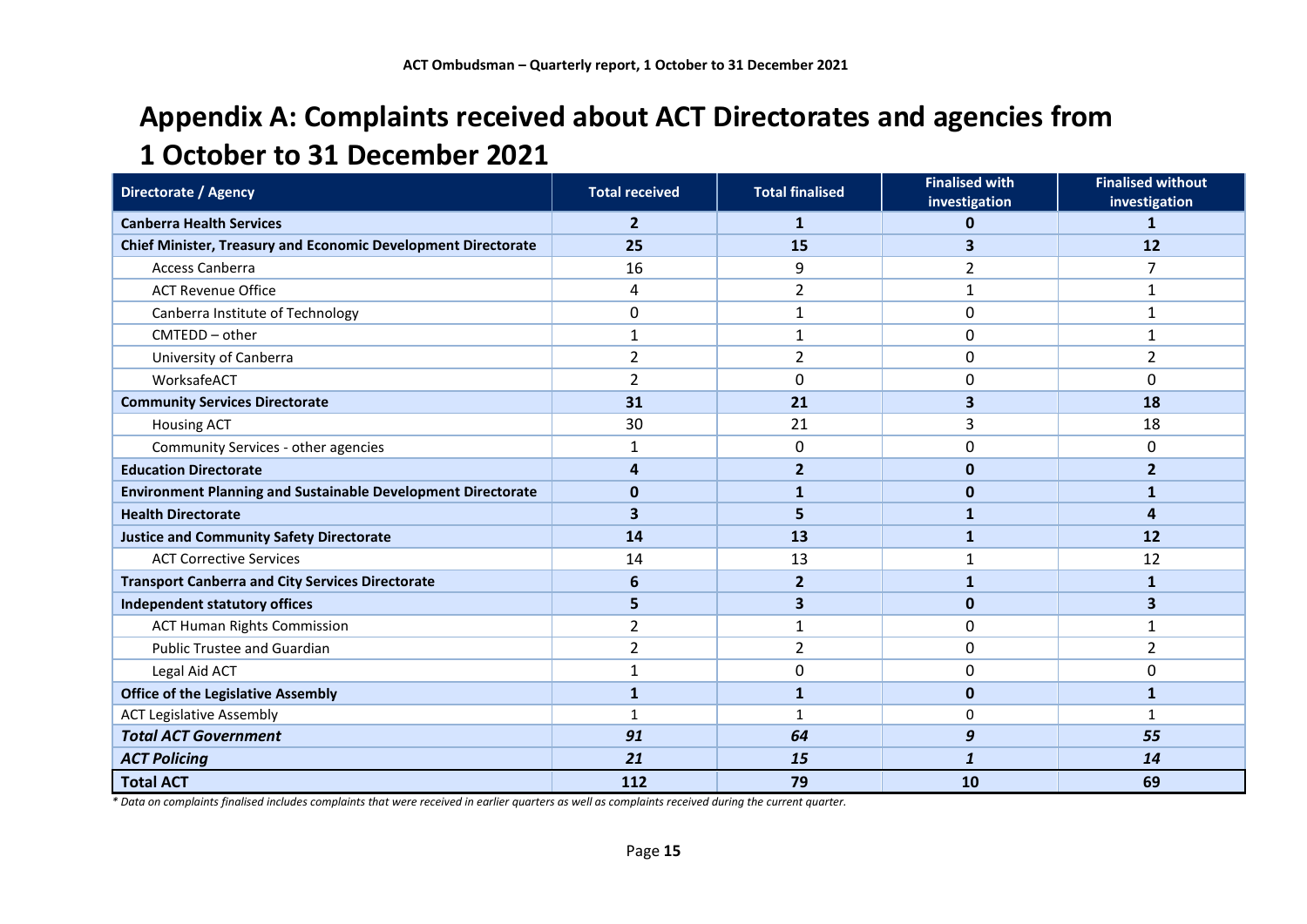# Appendix A: Complaints received about ACT Directorates and agencies from 1 October to 31 December 2021

| Directorate / Agency | Total received | Total finalised | Finalised with investigation | Finalised without investigation |
|---|---|---|---|---|
| **Canberra Health Services** | **2** | **1** | **0** | **1** |
| **Chief Minister, Treasury and Economic Development Directorate** | **25** | **15** | **3** | **12** |
| Access Canberra | 16 | 9 | 2 | 7 |
| ACT Revenue Office | 4 | 2 | 1 | 1 |
| Canberra Institute of Technology | 0 | 1 | 0 | 1 |
| CMTEDD – other | 1 | 1 | 0 | 1 |
| University of Canberra | 2 | 2 | 0 | 2 |
| WorksafeACT | 2 | 0 | 0 | 0 |
| **Community Services Directorate** | **31** | **21** | **3** | **18** |
| Housing ACT | 30 | 21 | 3 | 18 |
| Community Services - other agencies | 1 | 0 | 0 | 0 |
| **Education Directorate** | **4** | **2** | **0** | **2** |
| **Environment Planning and Sustainable Development Directorate** | **0** | **1** | **0** | **1** |
| **Health Directorate** | **3** | **5** | **1** | **4** |
| **Justice and Community Safety Directorate** | **14** | **13** | **1** | **12** |
| ACT Corrective Services | 14 | 13 | 1 | 12 |
| **Transport Canberra and City Services Directorate** | **6** | **2** | **1** | **1** |
| **Independent statutory offices** | **5** | **3** | **0** | **3** |
| ACT Human Rights Commission | 2 | 1 | 0 | 1 |
| Public Trustee and Guardian | 2 | 2 | 0 | 2 |
| Legal Aid ACT | 1 | 0 | 0 | 0 |
| **Office of the Legislative Assembly** | **1** | **1** | **0** | **1** |
| ACT Legislative Assembly | 1 | 1 | 0 | 1 |
| ***Total ACT Government*** | ***91*** | ***64*** | ***9*** | ***55*** |
| ***ACT Policing*** | ***21*** | ***15*** | ***1*** | ***14*** |
| **Total ACT** | **112** | **79** | **10** | **69** |

*\* Data on complaints finalised includes complaints that were received in earlier quarters as well as complaints received during the current quarter.*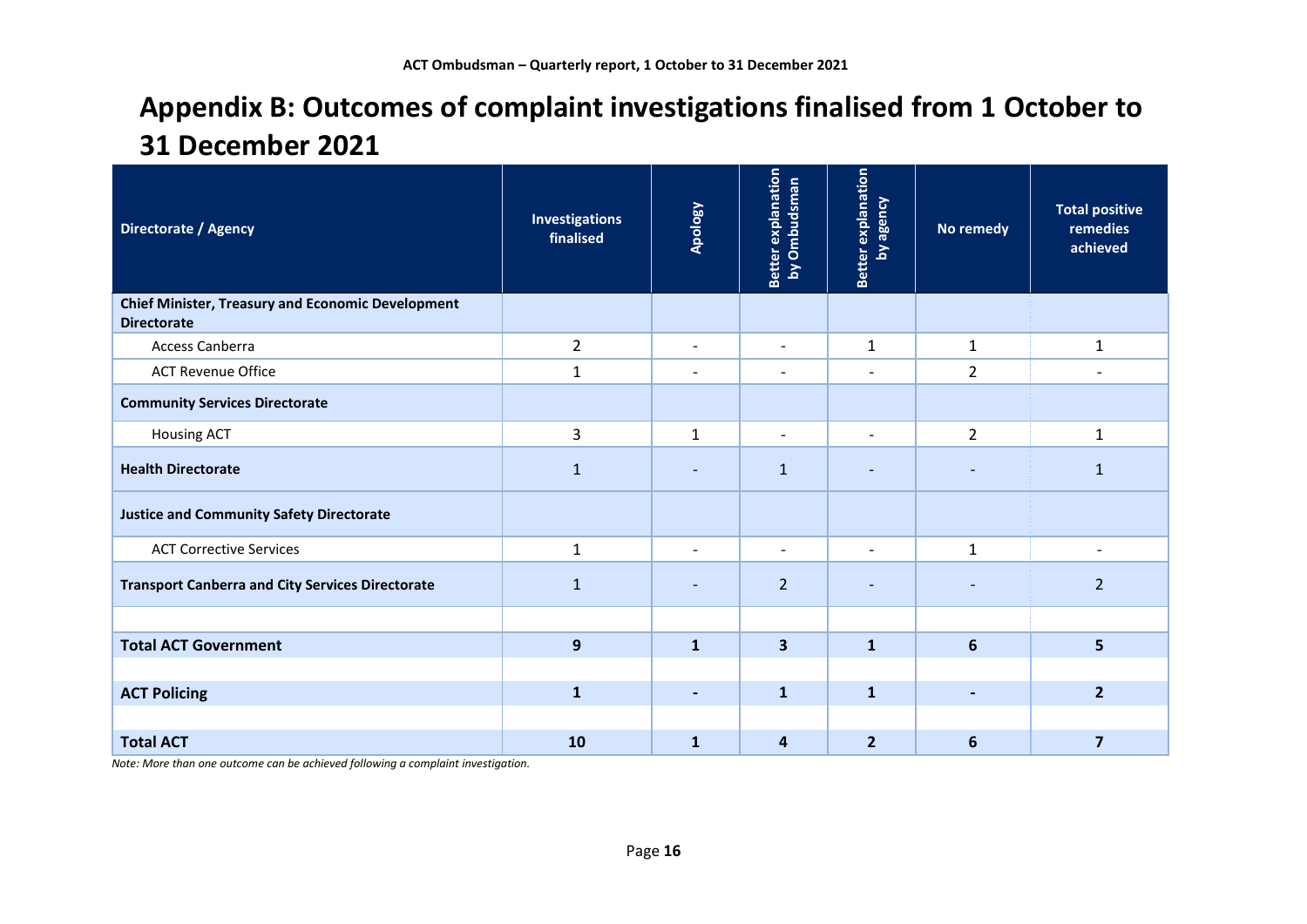# Appendix B: Outcomes of complaint investigations finalised from 1 October to 31 December 2021

| Directorate / Agency | Investigations finalised | Apology | Better explanation by Ombudsman | Better explanation by agency | No remedy | Total positive remedies achieved |
|---|---|---|---|---|---|---|
| **Chief Minister, Treasury and Economic Development Directorate** | | | | | | |
| Access Canberra | 2 | - | - | 1 | 1 | 1 |
| ACT Revenue Office | 1 | - | - | - | 2 | - |
| **Community Services Directorate** | | | | | | |
| Housing ACT | 3 | 1 | - | - | 2 | 1 |
| **Health Directorate** | 1 | - | 1 | - | - | 1 |
| **Justice and Community Safety Directorate** | | | | | | |
| ACT Corrective Services | 1 | - | - | - | 1 | - |
| **Transport Canberra and City Services Directorate** | 1 | - | 2 | - | - | 2 |
| | | | | | | |
| **Total ACT Government** | **9** | **1** | **3** | **1** | **6** | **5** |
| | | | | | | |
| **ACT Policing** | **1** | **-** | **1** | **1** | **-** | **2** |
| | | | | | | |
| **Total ACT** | **10** | **1** | **4** | **2** | **6** | **7** |

*Note: More than one outcome can be achieved following a complaint investigation.*